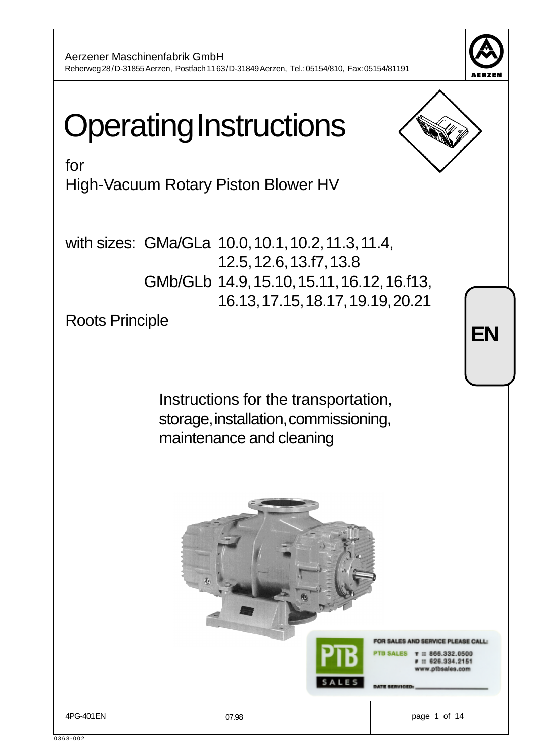Aerzener Maschinenfabrik GmbH
Reherweg 28 / D-31855 Aerzen, Postfach 11 63 / D-31849 Aerzen, Tel.: 05154/810, Fax: 05154/81191

# Operating Instructions

for
High-Vacuum Rotary Piston Blower HV

with sizes: GMa/GLa 10.0, 10.1, 10.2, 11.3, 11.4, 12.5, 12.6, 13.f7, 13.8
GMb/GLb 14.9, 15.10, 15.11, 16.12, 16.f13, 16.13, 17.15, 18.17, 19.19, 20.21

Roots Principle

**EN**

Instructions for the transportation, storage, installation, commissioning, maintenance and cleaning

FOR SALES AND SERVICE PLEASE CALL:
PTB SALES T :: 866.332.0500
F :: 626.334.2151
www.ptbsales.com
DATE SERVICED: ____________

4PG-401 EN 07.98

0368-002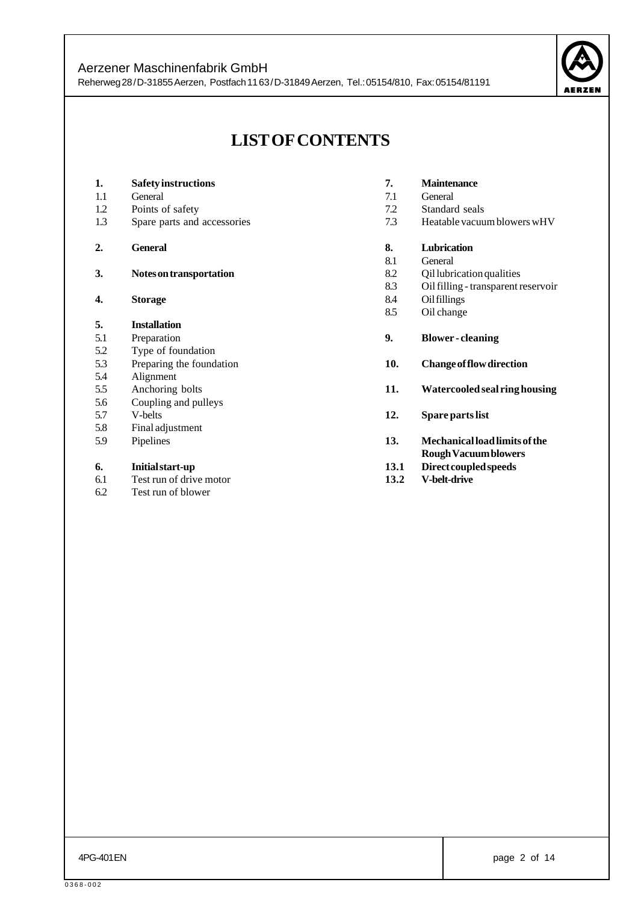# LIST OF CONTENTS

**1. Safety instructions**
1.1 General
1.2 Points of safety
1.3 Spare parts and accessories

**2. General**

**3. Notes on transportation**

**4. Storage**

**5. Installation**
5.1 Preparation
5.2 Type of foundation
5.3 Preparing the foundation
5.4 Alignment
5.5 Anchoring bolts
5.6 Coupling and pulleys
5.7 V-belts
5.8 Final adjustment
5.9 Pipelines

**6. Initial start-up**
6.1 Test run of drive motor
6.2 Test run of blower

**7. Maintenance**
7.1 General
7.2 Standard seals
7.3 Heatable vacuum blowers wHV

**8. Lubrication**
8.1 General
8.2 Qil lubrication qualities
8.3 Oil filling - transparent reservoir
8.4 Oil fillings
8.5 Oil change

**9. Blower - cleaning**

**10. Change of flow direction**

**11. Watercooled seal ring housing**

**12. Spare parts list**

**13. Mechanical load limits of the Rough Vacuum blowers**
**13.1 Direct coupled speeds**
**13.2 V-belt-drive**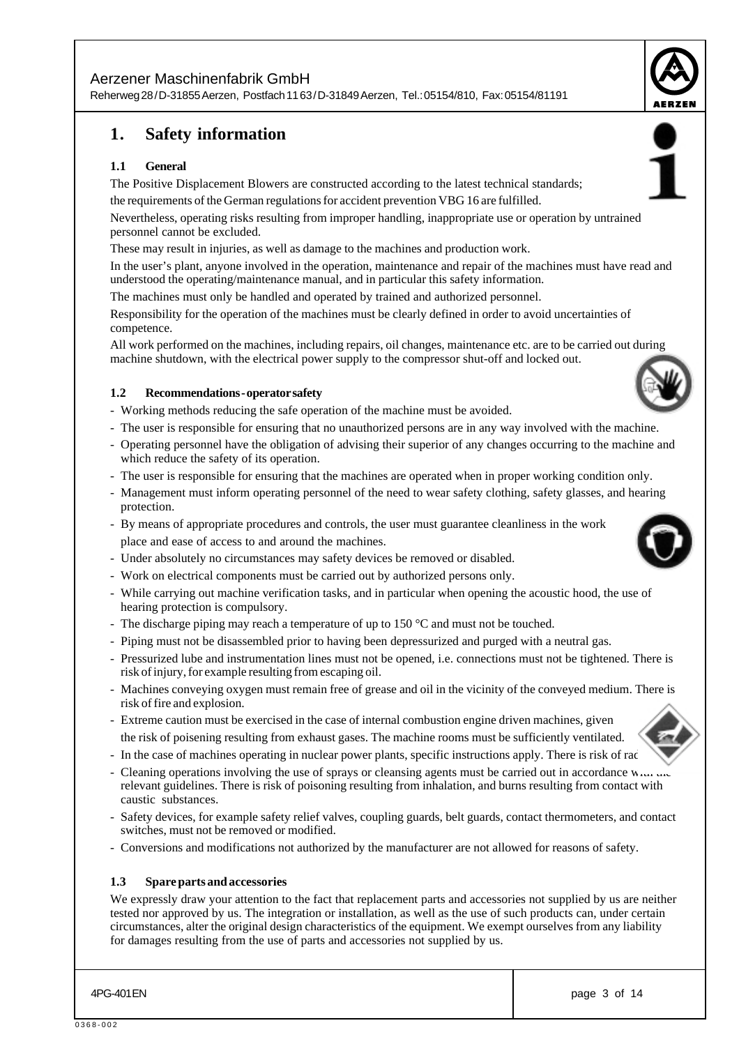# 1. Safety information

### 1.1 General

The Positive Displacement Blowers are constructed according to the latest technical standards; the requirements of the German regulations for accident prevention VBG 16 are fulfilled.

Nevertheless, operating risks resulting from improper handling, inappropriate use or operation by untrained personnel cannot be excluded.

These may result in injuries, as well as damage to the machines and production work.

In the user's plant, anyone involved in the operation, maintenance and repair of the machines must have read and understood the operating/maintenance manual, and in particular this safety information.

The machines must only be handled and operated by trained and authorized personnel.

Responsibility for the operation of the machines must be clearly defined in order to avoid uncertainties of competence.

All work performed on the machines, including repairs, oil changes, maintenance etc. are to be carried out during machine shutdown, with the electrical power supply to the compressor shut-off and locked out.

### 1.2 Recommendations - operator safety

- Working methods reducing the safe operation of the machine must be avoided.
- The user is responsible for ensuring that no unauthorized persons are in any way involved with the machine.
- Operating personnel have the obligation of advising their superior of any changes occurring to the machine and which reduce the safety of its operation.
- The user is responsible for ensuring that the machines are operated when in proper working condition only.
- Management must inform operating personnel of the need to wear safety clothing, safety glasses, and hearing protection.
- By means of appropriate procedures and controls, the user must guarantee cleanliness in the work place and ease of access to and around the machines.
- Under absolutely no circumstances may safety devices be removed or disabled.
- Work on electrical components must be carried out by authorized persons only.
- While carrying out machine verification tasks, and in particular when opening the acoustic hood, the use of hearing protection is compulsory.
- The discharge piping may reach a temperature of up to 150 °C and must not be touched.
- Piping must not be disassembled prior to having been depressurized and purged with a neutral gas.
- Pressurized lube and instrumentation lines must not be opened, i.e. connections must not be tightened. There is risk of injury, for example resulting from escaping oil.
- Machines conveying oxygen must remain free of grease and oil in the vicinity of the conveyed medium. There is risk of fire and explosion.
- Extreme caution must be exercised in the case of internal combustion engine driven machines, given the risk of poisening resulting from exhaust gases. The machine rooms must be sufficiently ventilated.
- In the case of machines operating in nuclear power plants, specific instructions apply. There is risk of rad
- Cleaning operations involving the use of sprays or cleansing agents must be carried out in accordance with the relevant guidelines. There is risk of poisoning resulting from inhalation, and burns resulting from contact with caustic substances.
- Safety devices, for example safety relief valves, coupling guards, belt guards, contact thermometers, and contact switches, must not be removed or modified.
- Conversions and modifications not authorized by the manufacturer are not allowed for reasons of safety.

### 1.3 Spare parts and accessories

We expressly draw your attention to the fact that replacement parts and accessories not supplied by us are neither tested nor approved by us. The integration or installation, as well as the use of such products can, under certain circumstances, alter the original design characteristics of the equipment. We exempt ourselves from any liability for damages resulting from the use of parts and accessories not supplied by us.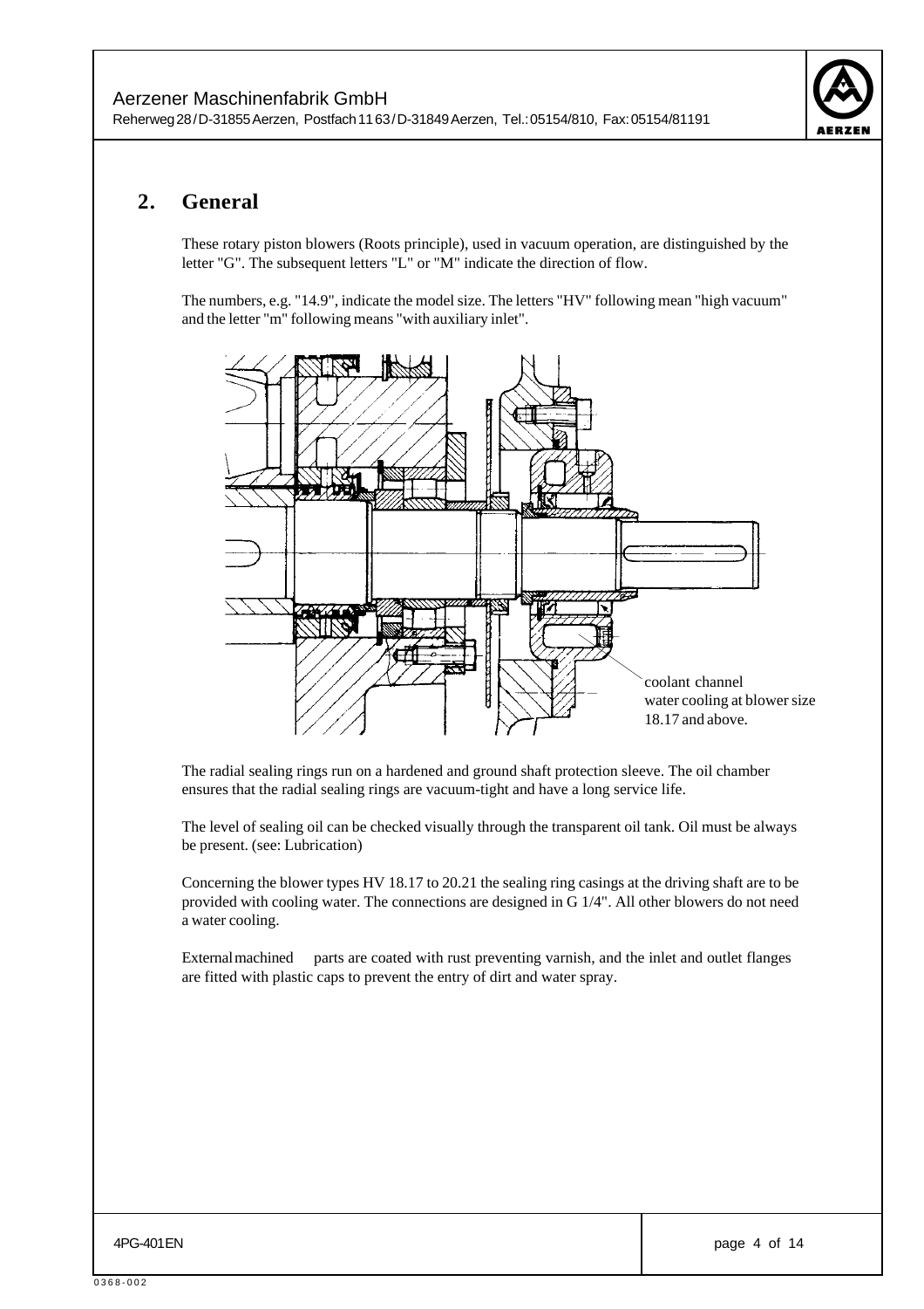## 2. General

These rotary piston blowers (Roots principle), used in vacuum operation, are distinguished by the letter "G". The subsequent letters "L" or "M" indicate the direction of flow.

The numbers, e.g. "14.9", indicate the model size. The letters "HV" following mean "high vacuum" and the letter "m" following means "with auxiliary inlet".

coolant channel
water cooling at blower size 18.17 and above.

The radial sealing rings run on a hardened and ground shaft protection sleeve. The oil chamber ensures that the radial sealing rings are vacuum-tight and have a long service life.

The level of sealing oil can be checked visually through the transparent oil tank. Oil must be always be present. (see: Lubrication)

Concerning the blower types HV 18.17 to 20.21 the sealing ring casings at the driving shaft are to be provided with cooling water. The connections are designed in G 1/4". All other blowers do not need a water cooling.

External machined parts are coated with rust preventing varnish, and the inlet and outlet flanges are fitted with plastic caps to prevent the entry of dirt and water spray.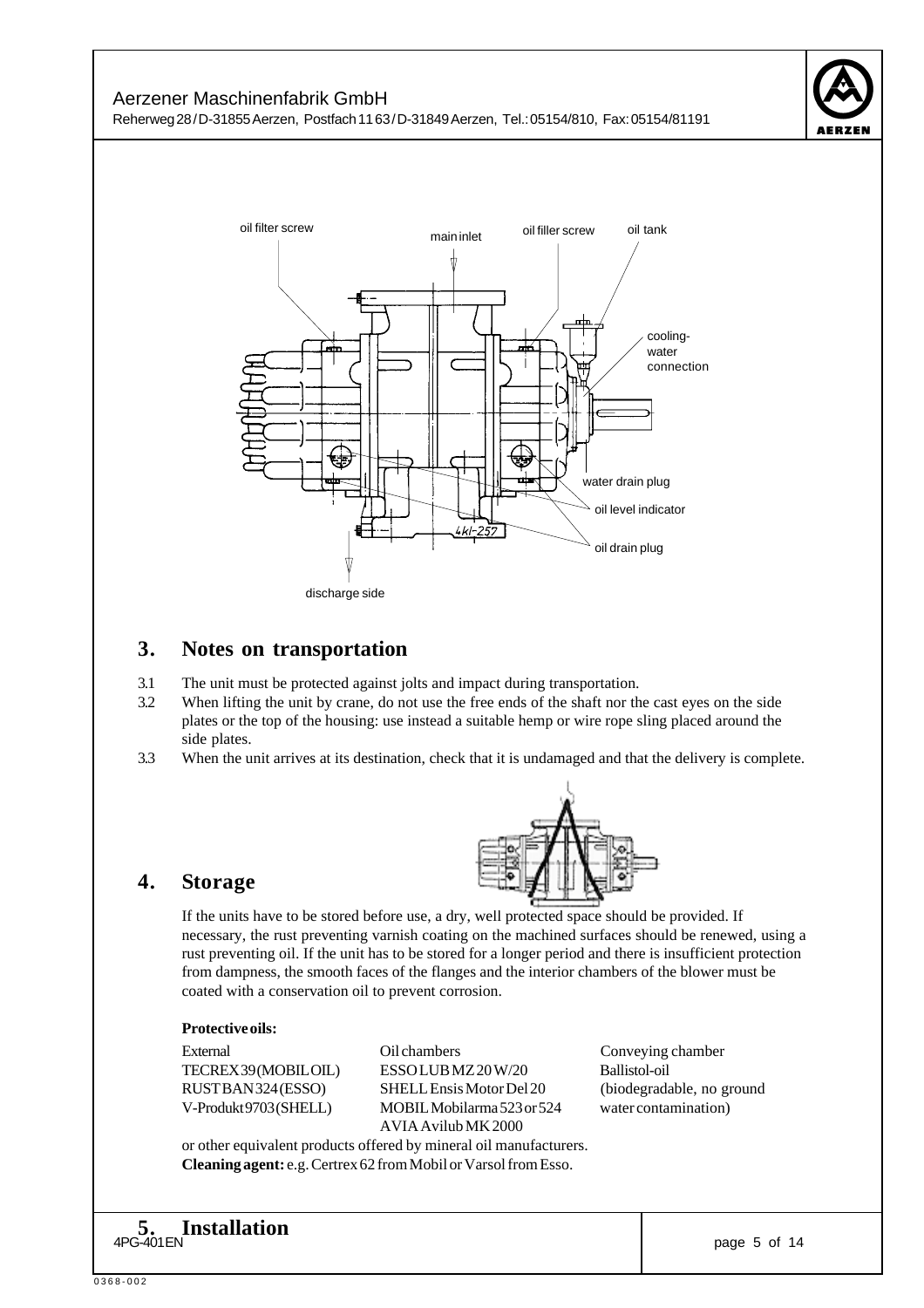oil filter screw

main inlet

oil filler screw

oil tank

cooling-water connection

water drain plug

oil level indicator

oil drain plug

discharge side

## 3. Notes on transportation

3.1 The unit must be protected against jolts and impact during transportation.

3.2 When lifting the unit by crane, do not use the free ends of the shaft nor the cast eyes on the side plates or the top of the housing: use instead a suitable hemp or wire rope sling placed around the side plates.

3.3 When the unit arrives at its destination, check that it is undamaged and that the delivery is complete.

## 4. Storage

If the units have to be stored before use, a dry, well protected space should be provided. If necessary, the rust preventing varnish coating on the machined surfaces should be renewed, using a rust preventing oil. If the unit has to be stored for a longer period and there is insufficient protection from dampness, the smooth faces of the flanges and the interior chambers of the blower must be coated with a conservation oil to prevent corrosion.

**Protective oils:**

| External | Oil chambers | Conveying chamber |
|---|---|---|
| TECREX 39 (MOBIL OIL) | ESSO LUB MZ 20 W/20 | Ballistol-oil |
| RUSTBAN 324 (ESSO) | SHELL Ensis Motor Del 20 | (biodegradable, no ground |
| V-Produkt 9703 (SHELL) | MOBIL Mobilarma 523 or 524 | water contamination) |
| | AVIA Avilub MK 2000 | |

or other equivalent products offered by mineral oil manufacturers.

**Cleaning agent:** e.g. Certrex 62 from Mobil or Varsol from Esso.

## 5. Installation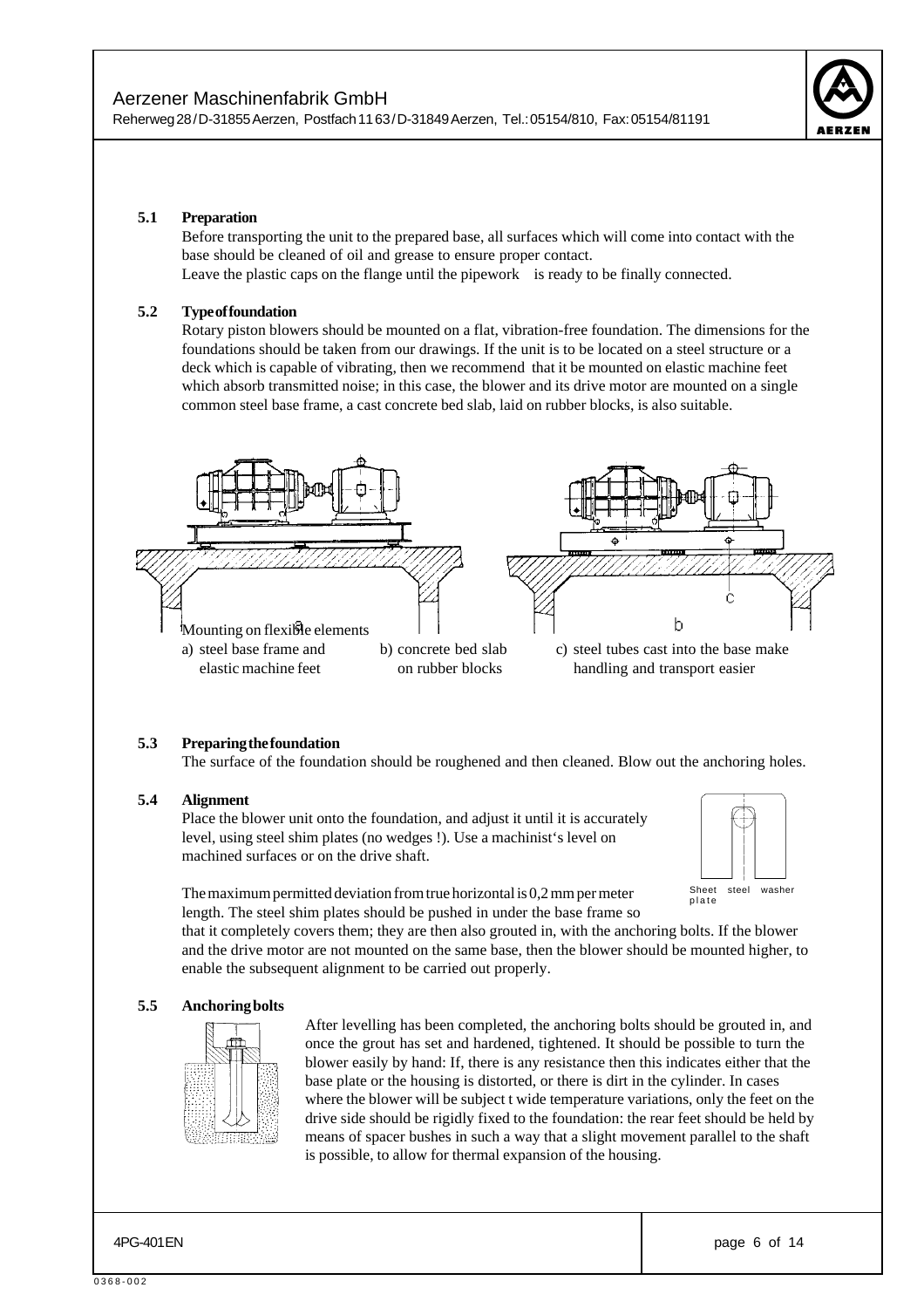### 5.1 Preparation

Before transporting the unit to the prepared base, all surfaces which will come into contact with the base should be cleaned of oil and grease to ensure proper contact.
Leave the plastic caps on the flange until the pipework is ready to be finally connected.

### 5.2 Type of foundation

Rotary piston blowers should be mounted on a flat, vibration-free foundation. The dimensions for the foundations should be taken from our drawings. If the unit is to be located on a steel structure or a deck which is capable of vibrating, then we recommend that it be mounted on elastic machine feet which absorb transmitted noise; in this case, the blower and its drive motor are mounted on a single common steel base frame, a cast concrete bed slab, laid on rubber blocks, is also suitable.

Mounting on flexible elements
a) steel base frame and elastic machine feet
b) concrete bed slab on rubber blocks
c) steel tubes cast into the base make handling and transport easier

### 5.3 Preparing the foundation

The surface of the foundation should be roughened and then cleaned. Blow out the anchoring holes.

### 5.4 Alignment

Place the blower unit onto the foundation, and adjust it until it is accurately level, using steel shim plates (no wedges !). Use a machinist's level on machined surfaces or on the drive shaft.

Sheet steel washer plate

The maximum permitted deviation from true horizontal is 0,2 mm per meter length. The steel shim plates should be pushed in under the base frame so that it completely covers them; they are then also grouted in, with the anchoring bolts. If the blower and the drive motor are not mounted on the same base, then the blower should be mounted higher, to enable the subsequent alignment to be carried out properly.

### 5.5 Anchoring bolts

After levelling has been completed, the anchoring bolts should be grouted in, and once the grout has set and hardened, tightened. It should be possible to turn the blower easily by hand: If, there is any resistance then this indicates either that the base plate or the housing is distorted, or there is dirt in the cylinder. In cases where the blower will be subject t wide temperature variations, only the feet on the drive side should be rigidly fixed to the foundation: the rear feet should be held by means of spacer bushes in such a way that a slight movement parallel to the shaft is possible, to allow for thermal expansion of the housing.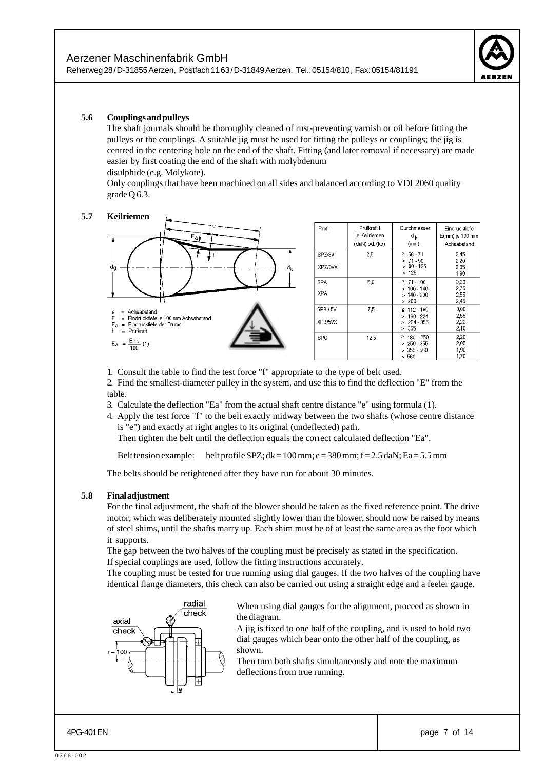### 5.6 Couplings and pulleys

The shaft journals should be thoroughly cleaned of rust-preventing varnish or oil before fitting the pulleys or the couplings. A suitable jig must be used for fitting the pulleys or couplings; the jig is centred in the centering hole on the end of the shaft. Fitting (and later removal if necessary) are made easier by first coating the end of the shaft with molybdenum disulphide (e.g. Molykote).

Only couplings that have been machined on all sides and balanced according to VDI 2060 quality grade Q 6.3.

### 5.7 Keilriemen

e = Achsabstand
E = Eindrücktiefe je 100 mm Achsabstand
$E_a$ = Eindrücktiefe der Trums
f = Prüfkraft

$$E_a = \frac{E \cdot e}{100} \quad (1)$$

| Profil | Prüfkraft f je Keilriemen (daN) od. (kp) | Durchmesser $d_k$ (mm) | Eindrücktiefe E(mm) je 100 mm Achsabstand |
|---|---|---|---|
| SPZ/3V XPZ/3VX | 2,5 | ≧ 56 - 71<br>> 71 - 90<br>> 90 - 125<br>> 125 | 2,45<br>2,20<br>2,05<br>1,90 |
| SPA XPA | 5,0 | ≧ 71 - 100<br>> 100 - 140<br>> 140 - 200<br>> 200 | 3,20<br>2,75<br>2,55<br>2,45 |
| SPB / 5V XPB/5VX | 7,5 | ≧ 112 - 160<br>> 160 - 224<br>> 224 - 355<br>> 355 | 3,00<br>2,55<br>2,22<br>2,10 |
| SPC | 12,5 | ≧ 180 - 250<br>> 250 - 355<br>> 355 - 560<br>> 560 | 2,20<br>2,05<br>1,90<br>1,70 |

1. Consult the table to find the test force "f" appropriate to the type of belt used.
2. Find the smallest-diameter pulley in the system, and use this to find the deflection "E" from the table.
3. Calculate the deflection "Ea" from the actual shaft centre distance "e" using formula (1).
4. Apply the test force "f" to the belt exactly midway between the two shafts (whose centre distance is "e") and exactly at right angles to its original (undeflected) path.
   Then tighten the belt until the deflection equals the correct calculated deflection "Ea".

   Belt tension example: belt profile SPZ; dk = 100 mm; e = 380 mm; f = 2.5 daN; Ea = 5.5 mm

The belts should be retightened after they have run for about 30 minutes.

### 5.8 Final adjustment

For the final adjustment, the shaft of the blower should be taken as the fixed reference point. The drive motor, which was deliberately mounted slightly lower than the blower, should now be raised by means of steel shims, until the shafts marry up. Each shim must be of at least the same area as the foot which it supports.

The gap between the two halves of the coupling must be precisely as stated in the specification.

If special couplings are used, follow the fitting instructions accurately.

The coupling must be tested for true running using dial gauges. If the two halves of the coupling have identical flange diameters, this check can also be carried out using a straight edge and a feeler gauge.

radial check
axial check
r = 100
a

When using dial gauges for the alignment, proceed as shown in the diagram.

A jig is fixed to one half of the coupling, and is used to hold two dial gauges which bear onto the other half of the coupling, as shown.

Then turn both shafts simultaneously and note the maximum deflections from true running.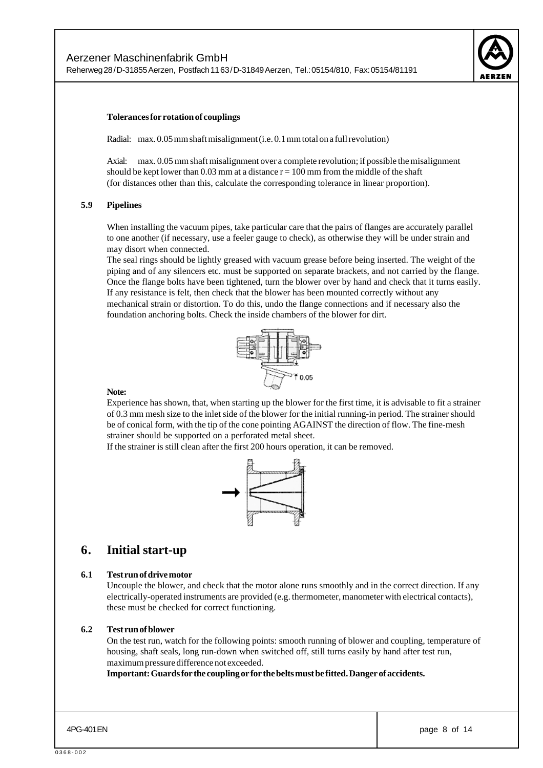**Tolerances for rotation of couplings**

Radial: max. 0.05 mm shaft misalignment (i.e. 0.1 mm total on a full revolution)

Axial: max. 0.05 mm shaft misalignment over a complete revolution; if possible the misalignment should be kept lower than 0.03 mm at a distance r = 100 mm from the middle of the shaft (for distances other than this, calculate the corresponding tolerance in linear proportion).

### 5.9 Pipelines

When installing the vacuum pipes, take particular care that the pairs of flanges are accurately parallel to one another (if necessary, use a feeler gauge to check), as otherwise they will be under strain and may disort when connected.

The seal rings should be lightly greased with vacuum grease before being inserted. The weight of the piping and of any silencers etc. must be supported on separate brackets, and not carried by the flange. Once the flange bolts have been tightened, turn the blower over by hand and check that it turns easily. If any resistance is felt, then check that the blower has been mounted correctly without any mechanical strain or distortion. To do this, undo the flange connections and if necessary also the foundation anchoring bolts. Check the inside chambers of the blower for dirt.

**Note:**

Experience has shown, that, when starting up the blower for the first time, it is advisable to fit a strainer of 0.3 mm mesh size to the inlet side of the blower for the initial running-in period. The strainer should be of conical form, with the tip of the cone pointing AGAINST the direction of flow. The fine-mesh strainer should be supported on a perforated metal sheet.

If the strainer is still clean after the first 200 hours operation, it can be removed.

## 6. Initial start-up

### 6.1 Test run of drive motor

Uncouple the blower, and check that the motor alone runs smoothly and in the correct direction. If any electrically-operated instruments are provided (e.g. thermometer, manometer with electrical contacts), these must be checked for correct functioning.

### 6.2 Test run of blower

On the test run, watch for the following points: smooth running of blower and coupling, temperature of housing, shaft seals, long run-down when switched off, still turns easily by hand after test run, maximum pressure difference not exceeded.

**Important: Guards for the coupling or for the belts must be fitted. Danger of accidents.**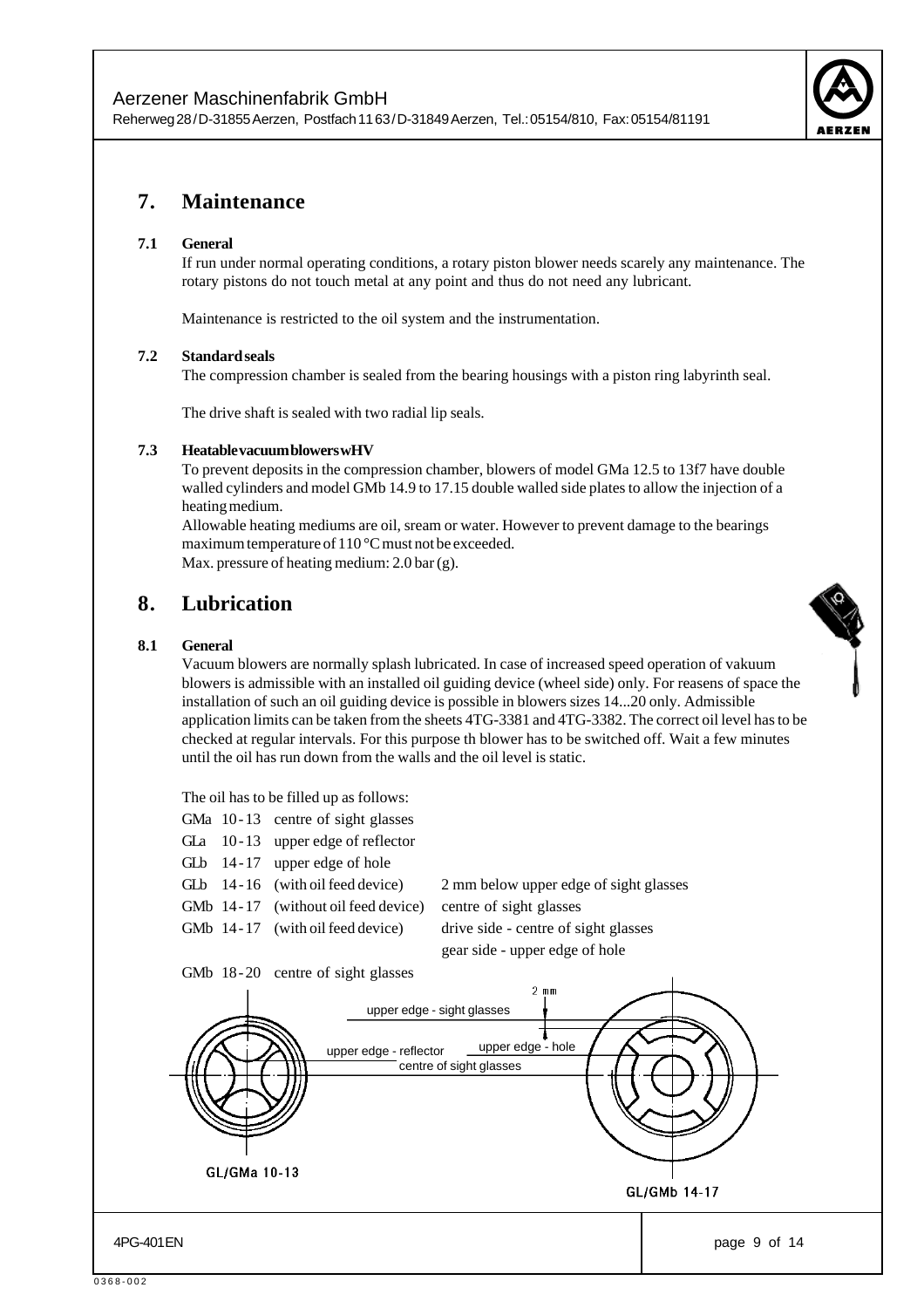## 7. Maintenance

### 7.1 General

If run under normal operating conditions, a rotary piston blower needs scarely any maintenance. The rotary pistons do not touch metal at any point and thus do not need any lubricant.

Maintenance is restricted to the oil system and the instrumentation.

### 7.2 Standard seals

The compression chamber is sealed from the bearing housings with a piston ring labyrinth seal.

The drive shaft is sealed with two radial lip seals.

### 7.3 Heatable vacuum blowers wHV

To prevent deposits in the compression chamber, blowers of model GMa 12.5 to 13f7 have double walled cylinders and model GMb 14.9 to 17.15 double walled side plates to allow the injection of a heating medium.
Allowable heating mediums are oil, sream or water. However to prevent damage to the bearings maximum temperature of 110 °C must not be exceeded.
Max. pressure of heating medium: 2.0 bar (g).

## 8. Lubrication

### 8.1 General

Vacuum blowers are normally splash lubricated. In case of increased speed operation of vakuum blowers is admissible with an installed oil guiding device (wheel side) only. For reasens of space the installation of such an oil guiding device is possible in blowers sizes 14...20 only. Admissible application limits can be taken from the sheets 4TG-3381 and 4TG-3382. The correct oil level has to be checked at regular intervals. For this purpose th blower has to be switched off. Wait a few minutes until the oil has run down from the walls and the oil level is static.

The oil has to be filled up as follows:

| | | | |
|---|---|---|---|
| GMa | 10 - 13 | centre of sight glasses | |
| GLa | 10 - 13 | upper edge of reflector | |
| GLb | 14 - 17 | upper edge of hole | |
| GLb | 14 - 16 | (with oil feed device) | 2 mm below upper edge of sight glasses |
| GMb | 14 - 17 | (without oil feed device) | centre of sight glasses |
| GMb | 14 - 17 | (with oil feed device) | drive side - centre of sight glasses<br>gear side - upper edge of hole |
| GMb | 18 - 20 | centre of sight glasses | |

2 mm

upper edge - sight glasses

upper edge - reflector

upper edge - hole

centre of sight glasses

GL/GMa 10-13

GL/GMb 14-17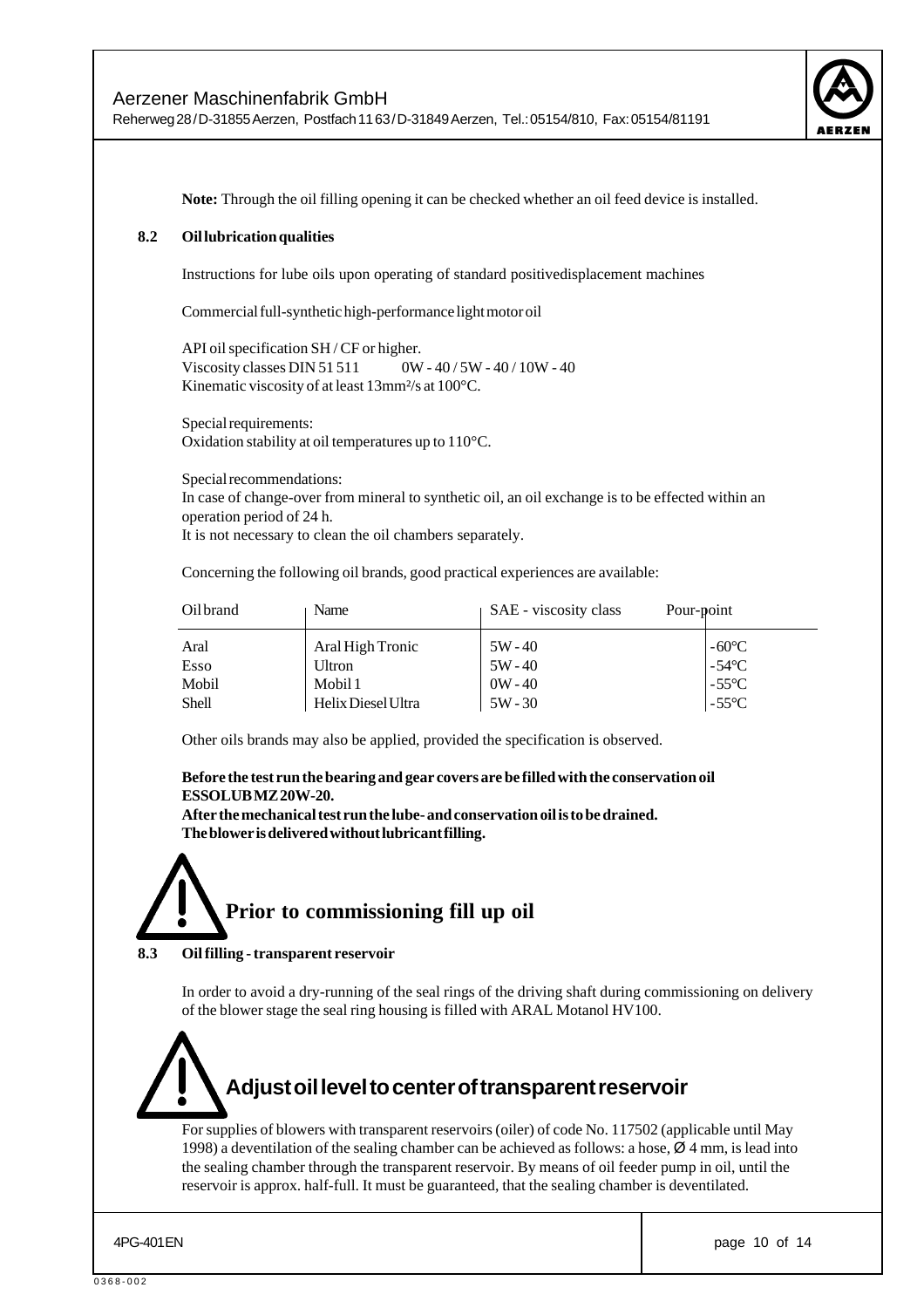**Note:** Through the oil filling opening it can be checked whether an oil feed device is installed.

## 8.2 Oil lubrication qualities

Instructions for lube oils upon operating of standard positivedisplacement machines

Commercial full-synthetic high-performance light motor oil

API oil specification SH / CF or higher.
Viscosity classes DIN 51 511 0W - 40 / 5W - 40 / 10W - 40
Kinematic viscosity of at least 13mm²/s at 100°C.

Special requirements:
Oxidation stability at oil temperatures up to 110°C.

Special recommendations:
In case of change-over from mineral to synthetic oil, an oil exchange is to be effected within an operation period of 24 h.
It is not necessary to clean the oil chambers separately.

Concerning the following oil brands, good practical experiences are available:

| Oil brand | Name | SAE - viscosity class | Pour-point |
|---|---|---|---|
| Aral | Aral High Tronic | 5W - 40 | -60°C |
| Esso | Ultron | 5W - 40 | -54°C |
| Mobil | Mobil 1 | 0W - 40 | -55°C |
| Shell | Helix Diesel Ultra | 5W - 30 | -55°C |

Other oils brands may also be applied, provided the specification is observed.

**Before the test run the bearing and gear covers are be filled with the conservation oil ESSOLUB MZ 20W-20.**
**After the mechanical test run the lube- and conservation oil is to be drained.**
**The blower is delivered without lubricant filling.**

**Prior to commissioning fill up oil**

## 8.3 Oil filling - transparent reservoir

In order to avoid a dry-running of the seal rings of the driving shaft during commissioning on delivery of the blower stage the seal ring housing is filled with ARAL Motanol HV100.

**Adjust oil level to center of transparent reservoir**

For supplies of blowers with transparent reservoirs (oiler) of code No. 117502 (applicable until May 1998) a deventilation of the sealing chamber can be achieved as follows: a hose, Ø 4 mm, is lead into the sealing chamber through the transparent reservoir. By means of oil feeder pump in oil, until the reservoir is approx. half-full. It must be guaranteed, that the sealing chamber is deventilated.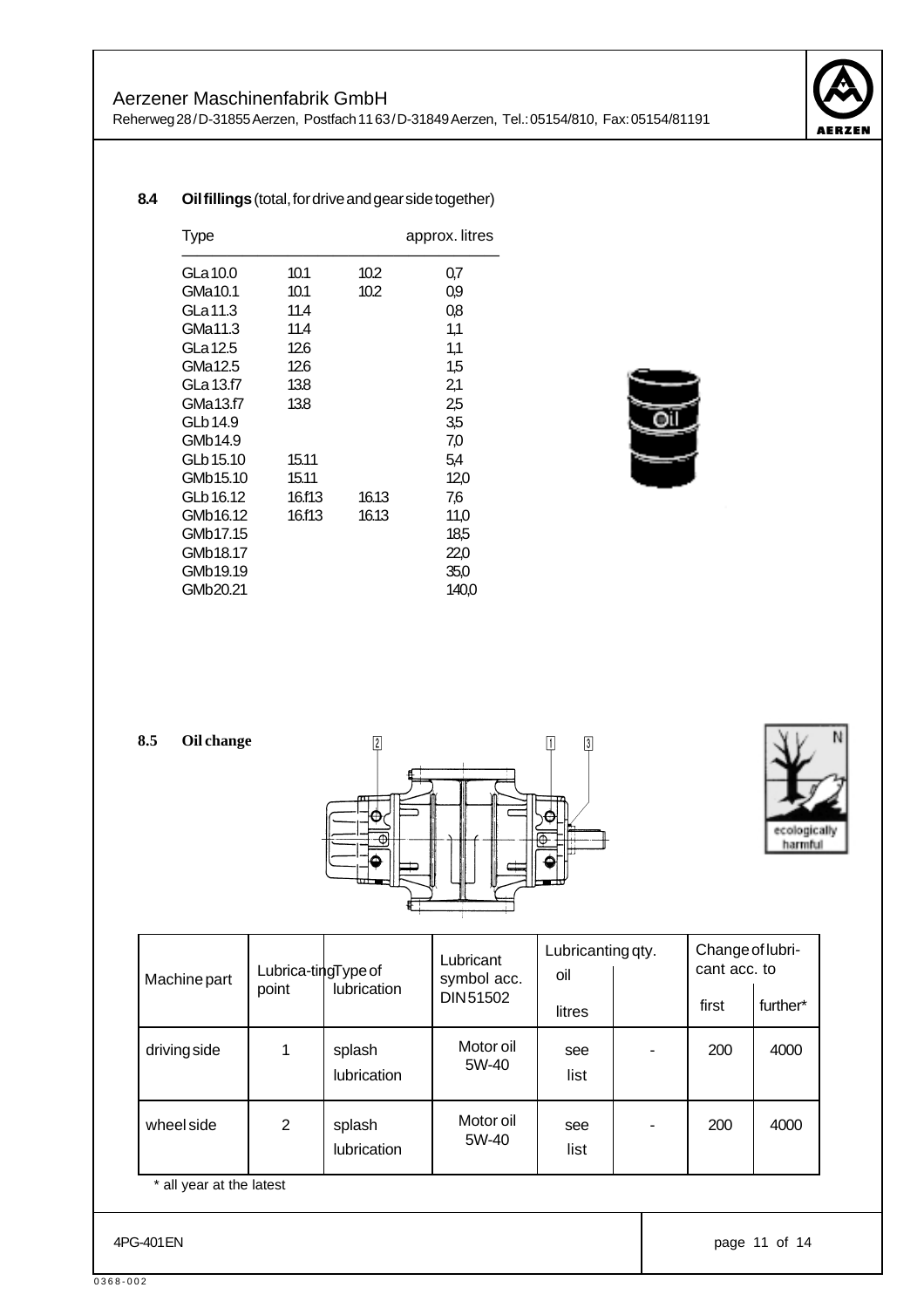## 8.4 Oil fillings (total, for drive and gear side together)

| Type | | | approx. litres |
|---|---|---|---|
| GLa 10.0 | 10.1 | 10.2 | 0,7 |
| GMa10.1 | 10.1 | 10.2 | 0,9 |
| GLa 11.3 | 11.4 | | 0,8 |
| GMa11.3 | 11.4 | | 1,1 |
| GLa 12.5 | 12.6 | | 1,1 |
| GMa12.5 | 12.6 | | 1,5 |
| GLa 13.f7 | 13.8 | | 2,1 |
| GMa13.f7 | 13.8 | | 2,5 |
| GLb 14.9 | | | 3,5 |
| GMb14.9 | | | 7,0 |
| GLb 15.10 | 15.11 | | 5,4 |
| GMb15.10 | 15.11 | | 12,0 |
| GLb 16.12 | 16.f13 | 16.13 | 7,6 |
| GMb16.12 | 16.f13 | 16.13 | 11,0 |
| GMb17.15 | | | 18,5 |
| GMb18.17 | | | 22,0 |
| GMb19.19 | | | 35,0 |
| GMb20.21 | | | 140,0 |

## 8.5 Oil change

2 1 3

ecologically harmful

| Machine part | Lubricating point | Type of lubrication | Lubricant symbol acc. DIN 51502 | Lubricanting qty. oil litres | | Change of lubricant acc. to first | further* |
|---|---|---|---|---|---|---|---|
| driving side | 1 | splash lubrication | Motor oil 5W-40 | see list | - | 200 | 4000 |
| wheel side | 2 | splash lubrication | Motor oil 5W-40 | see list | - | 200 | 4000 |

\* all year at the latest

4PG-401EN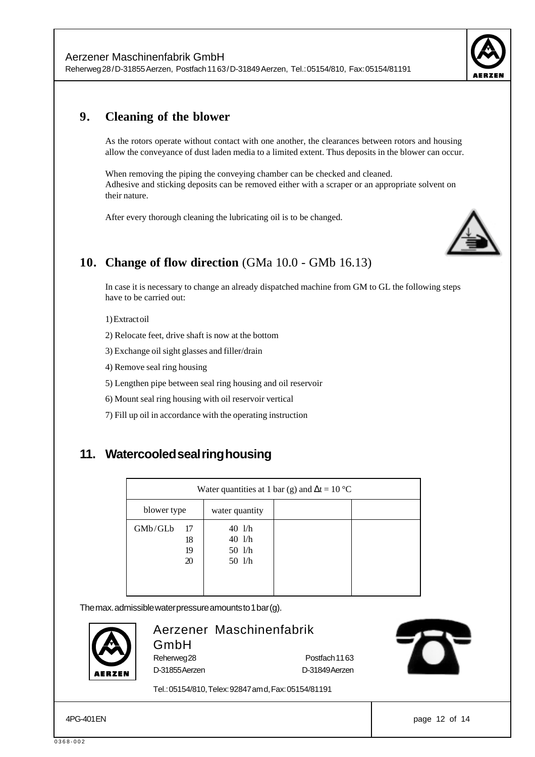## 9. Cleaning of the blower

As the rotors operate without contact with one another, the clearances between rotors and housing allow the conveyance of dust laden media to a limited extent. Thus deposits in the blower can occur.

When removing the piping the conveying chamber can be checked and cleaned.
Adhesive and sticking deposits can be removed either with a scraper or an appropriate solvent on their nature.

After every thorough cleaning the lubricating oil is to be changed.

## 10. Change of flow direction (GMa 10.0 - GMb 16.13)

In case it is necessary to change an already dispatched machine from GM to GL the following steps have to be carried out:

1) Extract oil

2) Relocate feet, drive shaft is now at the bottom

3) Exchange oil sight glasses and filler/drain

4) Remove seal ring housing

5) Lengthen pipe between seal ring housing and oil reservoir

6) Mount seal ring housing with oil reservoir vertical

7) Fill up oil in accordance with the operating instruction

## 11. Watercooled seal ring housing

| Water quantities at 1 bar (g) and $\Delta t = 10$ °C | | | |
|---|---|---|---|
| blower type | water quantity | | |
| GMb/GLb 17 | 40 l/h | | |
| 18 | 40 l/h | | |
| 19 | 50 l/h | | |
| 20 | 50 l/h | | |

The max. admissible water pressure amounts to 1 bar (g).

Aerzener Maschinenfabrik GmbH
Reherweg 28 Postfach 11 63
D-31855 Aerzen D-31849 Aerzen

Tel.: 05154/810, Telex: 92847 amd, Fax: 05154/81191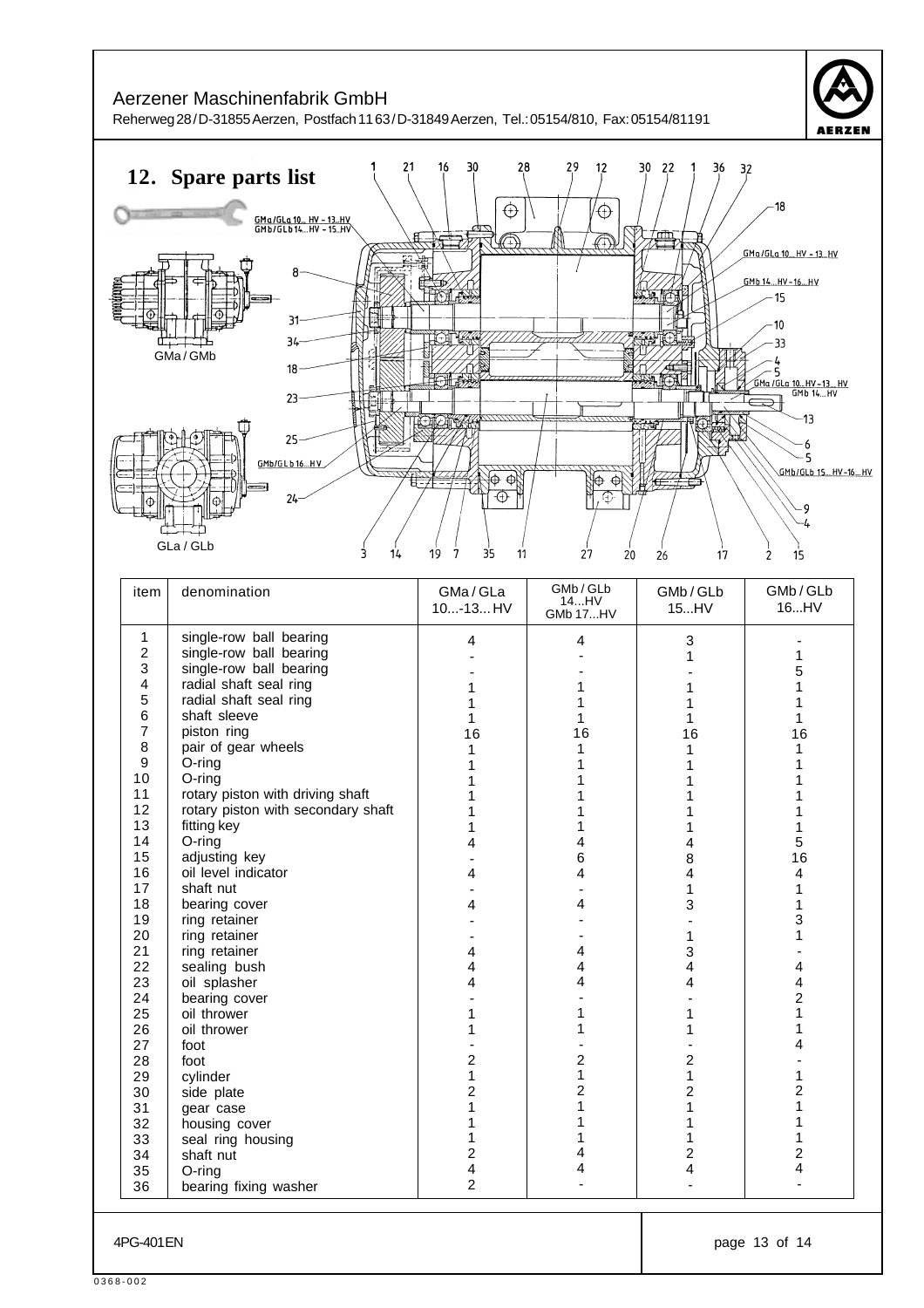# 12. Spare parts list

| item | denomination | GMa / GLa 10...-13... HV | GMb / GLb 14...HV GMb 17...HV | GMb / GLb 15...HV | GMb / GLb 16...HV |
|---|---|---|---|---|---|
| 1 | single-row ball bearing | 4 | 4 | 3 | - |
| 2 | single-row ball bearing | - | - | 1 | 1 |
| 3 | single-row ball bearing | - | - | - | 5 |
| 4 | radial shaft seal ring | 1 | 1 | 1 | 1 |
| 5 | radial shaft seal ring | 1 | 1 | 1 | 1 |
| 6 | shaft sleeve | 1 | 1 | 1 | 1 |
| 7 | piston ring | 16 | 16 | 16 | 16 |
| 8 | pair of gear wheels | 1 | 1 | 1 | 1 |
| 9 | O-ring | 1 | 1 | 1 | 1 |
| 10 | O-ring | 1 | 1 | 1 | 1 |
| 11 | rotary piston with driving shaft | 1 | 1 | 1 | 1 |
| 12 | rotary piston with secondary shaft | 1 | 1 | 1 | 1 |
| 13 | fitting key | 1 | 1 | 1 | 1 |
| 14 | O-ring | 4 | 4 | 4 | 5 |
| 15 | adjusting key | - | 6 | 8 | 16 |
| 16 | oil level indicator | 4 | 4 | 4 | 4 |
| 17 | shaft nut | - | - | 1 | 1 |
| 18 | bearing cover | 4 | 4 | 3 | 1 |
| 19 | ring retainer | - | - | - | 3 |
| 20 | ring retainer | - | - | 1 | 1 |
| 21 | ring retainer | 4 | 4 | 3 | - |
| 22 | sealing bush | 4 | 4 | 4 | 4 |
| 23 | oil splasher | 4 | 4 | 4 | 4 |
| 24 | bearing cover | - | - | - | 2 |
| 25 | oil thrower | 1 | 1 | 1 | 1 |
| 26 | oil thrower | 1 | 1 | 1 | 1 |
| 27 | foot | - | - | - | 4 |
| 28 | foot | 2 | 2 | 2 | - |
| 29 | cylinder | 1 | 1 | 1 | 1 |
| 30 | side plate | 2 | 2 | 2 | 2 |
| 31 | gear case | 1 | 1 | 1 | 1 |
| 32 | housing cover | 1 | 1 | 1 | 1 |
| 33 | seal ring housing | 1 | 1 | 1 | 1 |
| 34 | shaft nut | 2 | 4 | 2 | 2 |
| 35 | O-ring | 4 | 4 | 4 | 4 |
| 36 | bearing fixing washer | 2 | - | - | - |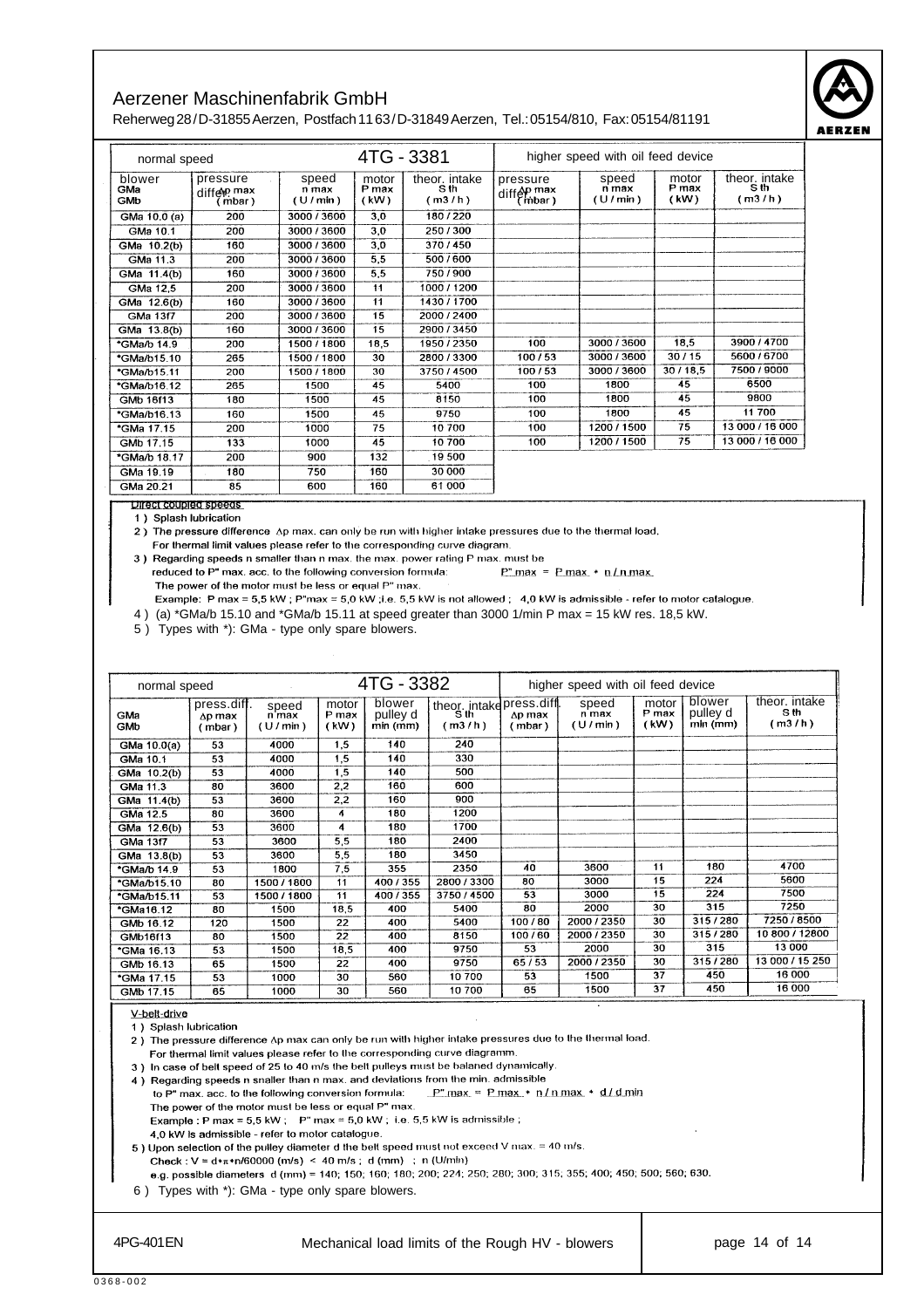# Aerzener Maschinenfabrik GmbH

Reherweg 28 / D-31855 Aerzen, Postfach 11 63 / D-31849 Aerzen, Tel.: 05154/810, Fax: 05154/81191

## 4TG - 3381

| normal speed | | | | | higher speed with oil feed device | | | |
|---|---|---|---|---|---|---|---|---|
| blower GMa GMb | pressure differ. Δp max (mbar) | speed n max (U / min) | motor P max (kW) | theor. intake S th (m3 / h) | pressure differ. Δp max (mbar) | speed n max (U / min) | motor P max (kW) | theor. intake S th (m3 / h) |
| GMa 10.0 (a) | 200 | 3000 / 3600 | 3,0 | 180 / 220 | | | | |
| GMa 10.1 | 200 | 3000 / 3600 | 3,0 | 250 / 300 | | | | |
| GMa 10.2(b) | 160 | 3000 / 3600 | 3,0 | 370 / 450 | | | | |
| GMa 11.3 | 200 | 3000 / 3600 | 5,5 | 500 / 600 | | | | |
| GMa 11.4(b) | 160 | 3000 / 3600 | 5,5 | 750 / 900 | | | | |
| GMa 12,5 | 200 | 3000 / 3600 | 11 | 1000 / 1200 | | | | |
| GMa 12.6(b) | 160 | 3000 / 3600 | 11 | 1430 / 1700 | | | | |
| GMa 13f7 | 200 | 3000 / 3600 | 15 | 2000 / 2400 | | | | |
| GMa 13.8(b) | 160 | 3000 / 3600 | 15 | 2900 / 3450 | | | | |
| *GMa/b 14.9 | 200 | 1500 / 1800 | 18,5 | 1950 / 2350 | 100 | 3000 / 3600 | 18,5 | 3900 / 4700 |
| *GMa/b15.10 | 265 | 1500 / 1800 | 30 | 2800 / 3300 | 100 / 53 | 3000 / 3600 | 30 / 15 | 5600 / 6700 |
| *GMa/b15.11 | 200 | 1500 / 1800 | 30 | 3750 / 4500 | 100 / 53 | 3000 / 3600 | 30 / 18,5 | 7500 / 9000 |
| *GMa/b16.12 | 265 | 1500 | 45 | 5400 | 100 | 1800 | 45 | 6500 |
| GMb 16f13 | 180 | 1500 | 45 | 8150 | 100 | 1800 | 45 | 9800 |
| *GMa/b16.13 | 160 | 1500 | 45 | 9750 | 100 | 1800 | 45 | 11 700 |
| *GMa 17.15 | 200 | 1000 | 75 | 10 700 | 100 | 1200 / 1500 | 75 | 13 000 / 16 000 |
| GMb 17.15 | 133 | 1000 | 45 | 10 700 | 100 | 1200 / 1500 | 75 | 13 000 / 16 000 |
| *GMa/b 18.17 | 200 | 900 | 132 | 19 500 | | | | |
| GMa 19.19 | 180 | 750 | 160 | 30 000 | | | | |
| GMa 20.21 | 85 | 600 | 160 | 61 000 | | | | |

Direct coupled speeds

1 ) Splash lubrication

2 ) The pressure difference Δp max. can only be run with higher intake pressures due to the thermal load. For thermal limit values please refer to the corresponding curve diagram.

3 ) Regarding speeds n smaller than n max. the max. power rating P max. must be reduced to P" max. acc. to the following conversion formula: P" max = P max * n / n max. The power of the motor must be less or equal P" max.
Example: P max = 5,5 kW ; P"max = 5,0 kW ;i.e. 5,5 kW is not allowed ; 4,0 kW is admissible - refer to motor catalogue.

4 ) (a) *GMa/b 15.10 and *GMa/b 15.11 at speed greater than 3000 1/min P max = 15 kW res. 18,5 kW.

5 ) Types with *): GMa - type only spare blowers.

## 4TG - 3382

| normal speed | | | | | | higher speed with oil feed device | | | | |
|---|---|---|---|---|---|---|---|---|---|---|
| GMa GMb | press.diff. Δp max (mbar) | speed n max (U / min) | motor P max (kW) | blower pulley d min (mm) | theor. intake S th (m3 / h) | press.diff. Δp max (mbar) | speed n max (U / min) | motor P max (kW) | blower pulley d min (mm) | theor. intake S th (m3 / h) |
| GMa 10.0(a) | 53 | 4000 | 1,5 | 140 | 240 | | | | | |
| GMa 10.1 | 53 | 4000 | 1,5 | 140 | 330 | | | | | |
| GMa 10.2(b) | 53 | 4000 | 1,5 | 140 | 500 | | | | | |
| GMa 11.3 | 80 | 3600 | 2,2 | 160 | 600 | | | | | |
| GMa 11.4(b) | 53 | 3600 | 2,2 | 160 | 900 | | | | | |
| GMa 12.5 | 80 | 3600 | 4 | 180 | 1200 | | | | | |
| GMa 12.6(b) | 53 | 3600 | 4 | 180 | 1700 | | | | | |
| GMa 13f7 | 53 | 3600 | 5,5 | 180 | 2400 | | | | | |
| GMa 13.8(b) | 53 | 3600 | 5,5 | 180 | 3450 | | | | | |
| *GMa/b 14.9 | 53 | 1800 | 7,5 | 355 | 2350 | 40 | 3600 | 11 | 180 | 4700 |
| *GMa/b15.10 | 80 | 1500 / 1800 | 11 | 400 / 355 | 2800 / 3300 | 80 | 3000 | 15 | 224 | 5600 |
| *GMa/b15.11 | 53 | 1500 / 1800 | 11 | 400 / 355 | 3750 / 4500 | 53 | 3000 | 15 | 224 | 7500 |
| *GMa16.12 | 80 | 1500 | 18,5 | 400 | 5400 | 80 | 2000 | 30 | 315 | 7250 |
| GMb 16.12 | 120 | 1500 | 22 | 400 | 5400 | 100 / 80 | 2000 / 2350 | 30 | 315 / 280 | 7250 / 8500 |
| GMb16f13 | 80 | 1500 | 22 | 400 | 8150 | 100 / 60 | 2000 / 2350 | 30 | 315 / 280 | 10 800 / 12800 |
| *GMa 16.13 | 53 | 1500 | 18,5 | 400 | 9750 | 53 | 2000 | 30 | 315 | 13 000 |
| GMb 16.13 | 65 | 1500 | 22 | 400 | 9750 | 65 / 53 | 2000 / 2350 | 30 | 315 / 280 | 13 000 / 15 250 |
| *GMa 17.15 | 53 | 1000 | 30 | 560 | 10 700 | 53 | 1500 | 37 | 450 | 16 000 |
| GMb 17.15 | 65 | 1000 | 30 | 560 | 10 700 | 65 | 1500 | 37 | 450 | 16 000 |

V-belt-drive

1 ) Splash lubrication

2 ) The pressure difference Δp max can only be run with higher intake pressures due to the thermal load. For thermal limit values please refer to the corresponding curve diagramm.

3 ) In case of belt speed of 25 to 40 m/s the belt pulleys must be balaned dynamically.

4 ) Regarding speeds n snaller than n max. and deviations from the min. admissible to P" max. acc. to the following conversion formula: P" max = P max * n / n max * d / d min
The power of the motor must be less or equal P" max.
Example : P max = 5,5 kW ; P" max = 5,0 kW ; i.e. 5,5 kW is admissible ;
4,0 kW is admissible - refer to motor catalogue.

5 ) Upon selection of the pulley diameter d the belt speed must not exceed V max. = 40 m/s.
Check : V = d*π*n/60000 (m/s) < 40 m/s ; d (mm) ; n (U/min)
e.g. possible diameters d (mm) = 140; 150; 160; 180; 200; 224; 250; 280; 300; 315; 355; 400; 450; 500; 560; 630.

6 ) Types with *): GMa - type only spare blowers.

4PG-401EN — Mechanical load limits of the Rough HV - blowers